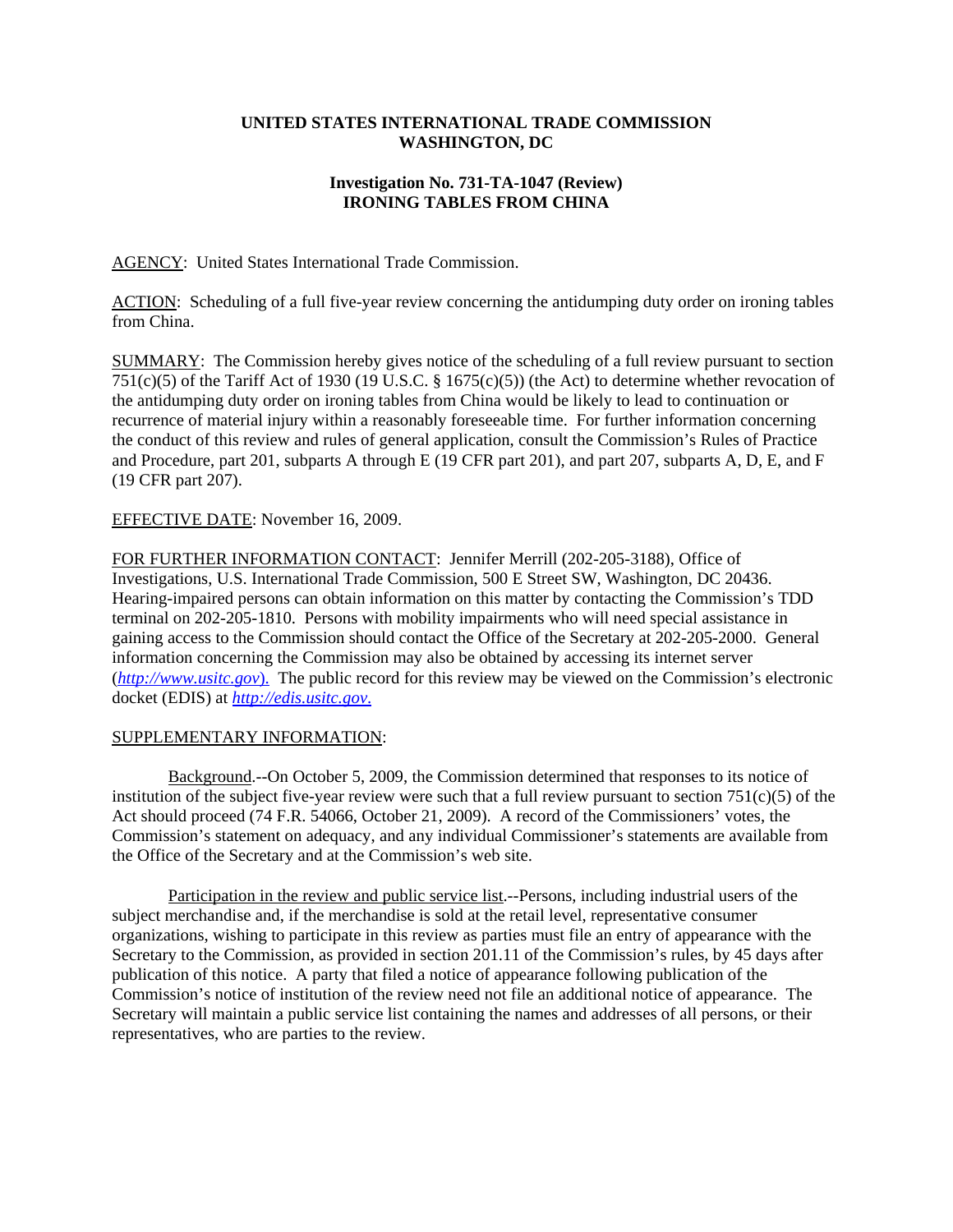**UNITED STATES INTERNATIONAL TRADE COMMISSION**
**WASHINGTON, DC**

**Investigation No. 731-TA-1047 (Review)**
**IRONING TABLES FROM CHINA**

AGENCY: United States International Trade Commission.

ACTION: Scheduling of a full five-year review concerning the antidumping duty order on ironing tables from China.

SUMMARY: The Commission hereby gives notice of the scheduling of a full review pursuant to section 751(c)(5) of the Tariff Act of 1930 (19 U.S.C. § 1675(c)(5)) (the Act) to determine whether revocation of the antidumping duty order on ironing tables from China would be likely to lead to continuation or recurrence of material injury within a reasonably foreseeable time. For further information concerning the conduct of this review and rules of general application, consult the Commission's Rules of Practice and Procedure, part 201, subparts A through E (19 CFR part 201), and part 207, subparts A, D, E, and F (19 CFR part 207).

EFFECTIVE DATE: November 16, 2009.

FOR FURTHER INFORMATION CONTACT: Jennifer Merrill (202-205-3188), Office of Investigations, U.S. International Trade Commission, 500 E Street SW, Washington, DC 20436. Hearing-impaired persons can obtain information on this matter by contacting the Commission's TDD terminal on 202-205-1810. Persons with mobility impairments who will need special assistance in gaining access to the Commission should contact the Office of the Secretary at 202-205-2000. General information concerning the Commission may also be obtained by accessing its internet server (*http://www.usitc.gov*). The public record for this review may be viewed on the Commission's electronic docket (EDIS) at *http://edis.usitc.gov*.

SUPPLEMENTARY INFORMATION:

Background.--On October 5, 2009, the Commission determined that responses to its notice of institution of the subject five-year review were such that a full review pursuant to section 751(c)(5) of the Act should proceed (74 F.R. 54066, October 21, 2009). A record of the Commissioners' votes, the Commission's statement on adequacy, and any individual Commissioner's statements are available from the Office of the Secretary and at the Commission's web site.

Participation in the review and public service list.--Persons, including industrial users of the subject merchandise and, if the merchandise is sold at the retail level, representative consumer organizations, wishing to participate in this review as parties must file an entry of appearance with the Secretary to the Commission, as provided in section 201.11 of the Commission's rules, by 45 days after publication of this notice. A party that filed a notice of appearance following publication of the Commission's notice of institution of the review need not file an additional notice of appearance. The Secretary will maintain a public service list containing the names and addresses of all persons, or their representatives, who are parties to the review.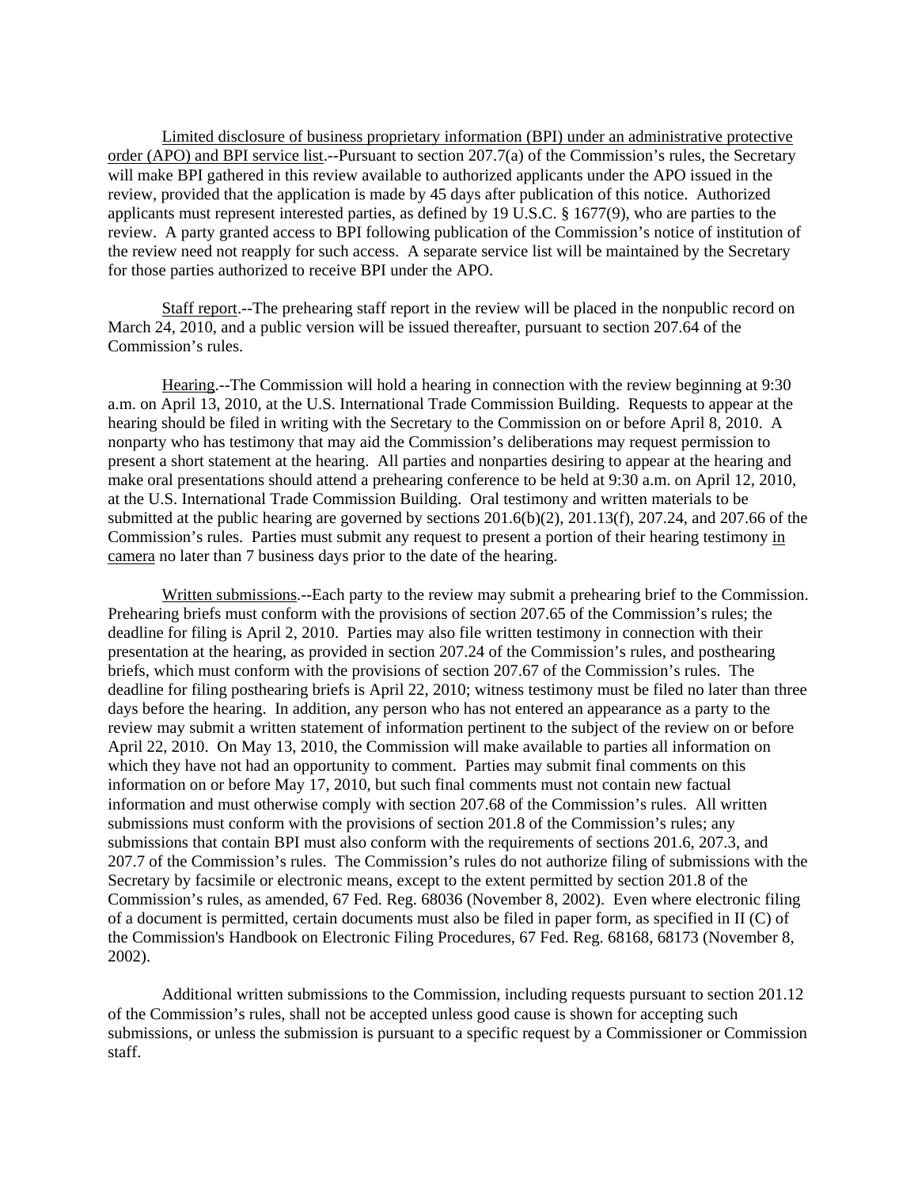Limited disclosure of business proprietary information (BPI) under an administrative protective order (APO) and BPI service list.--Pursuant to section 207.7(a) of the Commission's rules, the Secretary will make BPI gathered in this review available to authorized applicants under the APO issued in the review, provided that the application is made by 45 days after publication of this notice. Authorized applicants must represent interested parties, as defined by 19 U.S.C. § 1677(9), who are parties to the review. A party granted access to BPI following publication of the Commission's notice of institution of the review need not reapply for such access. A separate service list will be maintained by the Secretary for those parties authorized to receive BPI under the APO.

Staff report.--The prehearing staff report in the review will be placed in the nonpublic record on March 24, 2010, and a public version will be issued thereafter, pursuant to section 207.64 of the Commission's rules.

Hearing.--The Commission will hold a hearing in connection with the review beginning at 9:30 a.m. on April 13, 2010, at the U.S. International Trade Commission Building. Requests to appear at the hearing should be filed in writing with the Secretary to the Commission on or before April 8, 2010. A nonparty who has testimony that may aid the Commission's deliberations may request permission to present a short statement at the hearing. All parties and nonparties desiring to appear at the hearing and make oral presentations should attend a prehearing conference to be held at 9:30 a.m. on April 12, 2010, at the U.S. International Trade Commission Building. Oral testimony and written materials to be submitted at the public hearing are governed by sections 201.6(b)(2), 201.13(f), 207.24, and 207.66 of the Commission's rules. Parties must submit any request to present a portion of their hearing testimony in camera no later than 7 business days prior to the date of the hearing.

Written submissions.--Each party to the review may submit a prehearing brief to the Commission. Prehearing briefs must conform with the provisions of section 207.65 of the Commission's rules; the deadline for filing is April 2, 2010. Parties may also file written testimony in connection with their presentation at the hearing, as provided in section 207.24 of the Commission's rules, and posthearing briefs, which must conform with the provisions of section 207.67 of the Commission's rules. The deadline for filing posthearing briefs is April 22, 2010; witness testimony must be filed no later than three days before the hearing. In addition, any person who has not entered an appearance as a party to the review may submit a written statement of information pertinent to the subject of the review on or before April 22, 2010. On May 13, 2010, the Commission will make available to parties all information on which they have not had an opportunity to comment. Parties may submit final comments on this information on or before May 17, 2010, but such final comments must not contain new factual information and must otherwise comply with section 207.68 of the Commission's rules. All written submissions must conform with the provisions of section 201.8 of the Commission's rules; any submissions that contain BPI must also conform with the requirements of sections 201.6, 207.3, and 207.7 of the Commission's rules. The Commission's rules do not authorize filing of submissions with the Secretary by facsimile or electronic means, except to the extent permitted by section 201.8 of the Commission's rules, as amended, 67 Fed. Reg. 68036 (November 8, 2002). Even where electronic filing of a document is permitted, certain documents must also be filed in paper form, as specified in II (C) of the Commission's Handbook on Electronic Filing Procedures, 67 Fed. Reg. 68168, 68173 (November 8, 2002).

Additional written submissions to the Commission, including requests pursuant to section 201.12 of the Commission's rules, shall not be accepted unless good cause is shown for accepting such submissions, or unless the submission is pursuant to a specific request by a Commissioner or Commission staff.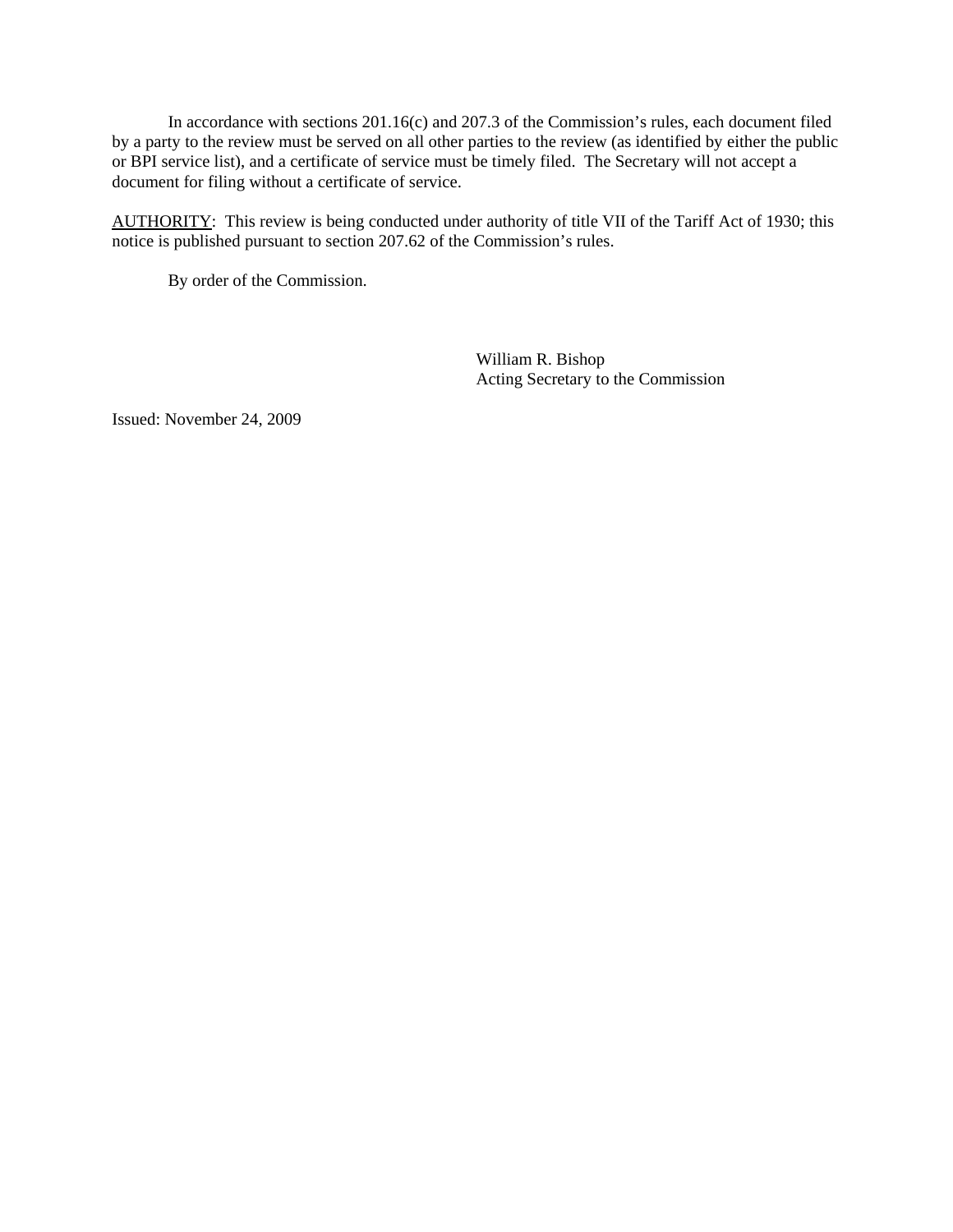In accordance with sections 201.16(c) and 207.3 of the Commission's rules, each document filed by a party to the review must be served on all other parties to the review (as identified by either the public or BPI service list), and a certificate of service must be timely filed. The Secretary will not accept a document for filing without a certificate of service.

AUTHORITY: This review is being conducted under authority of title VII of the Tariff Act of 1930; this notice is published pursuant to section 207.62 of the Commission's rules.

By order of the Commission.

William R. Bishop
Acting Secretary to the Commission

Issued: November 24, 2009